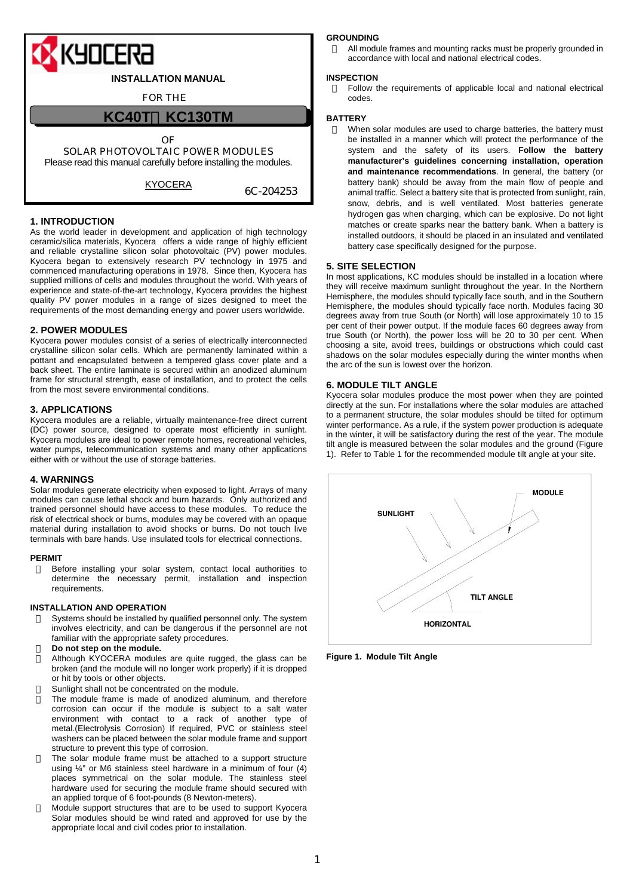# INSTALLATION MANUAL

FOR THE

## KC40T～KC130TM

OF

SOLAR PHOTOVOLTAIC POWER MODULES

Please read this manual carefully before installing the modules.

KYOCERA 6C-204253

## 1. INTRODUCTION

As the world leader in development and application of high technology ceramic/silica materials, Kyocera offers a wide range of highly efficient and reliable crystalline silicon solar photovoltaic (PV) power modules. Kyocera began to extensively research PV technology in 1975 and commenced manufacturing operations in 1978. Since then, Kyocera has supplied millions of cells and modules throughout the world. With years of experience and state-of-the-art technology, Kyocera provides the highest quality PV power modules in a range of sizes designed to meet the requirements of the most demanding energy and power users worldwide.

## 2. POWER MODULES

Kyocera power modules consist of a series of electrically interconnected crystalline silicon solar cells. Which are permanently laminated within a pottant and encapsulated between a tempered glass cover plate and a back sheet. The entire laminate is secured within an anodized aluminum frame for structural strength, ease of installation, and to protect the cells from the most severe environmental conditions.

## 3. APPLICATIONS

Kyocera modules are a reliable, virtually maintenance-free direct current (DC) power source, designed to operate most efficiently in sunlight. Kyocera modules are ideal to power remote homes, recreational vehicles, water pumps, telecommunication systems and many other applications either with or without the use of storage batteries.

## 4. WARNINGS

Solar modules generate electricity when exposed to light. Arrays of many modules can cause lethal shock and burn hazards. Only authorized and trained personnel should have access to these modules. To reduce the risk of electrical shock or burns, modules may be covered with an opaque material during installation to avoid shocks or burns. Do not touch live terminals with bare hands. Use insulated tools for electrical connections.

### PERMIT

- Before installing your solar system, contact local authorities to determine the necessary permit, installation and inspection requirements.

### INSTALLATION AND OPERATION

- Systems should be installed by qualified personnel only. The system involves electricity, and can be dangerous if the personnel are not familiar with the appropriate safety procedures.
- **Do not step on the module.**
- Although KYOCERA modules are quite rugged, the glass can be broken (and the module will no longer work properly) if it is dropped or hit by tools or other objects.
- Sunlight shall not be concentrated on the module.
- The module frame is made of anodized aluminum, and therefore corrosion can occur if the module is subject to a salt water environment with contact to a rack of another type of metal.(Electrolysis Corrosion) If required, PVC or stainless steel washers can be placed between the solar module frame and support structure to prevent this type of corrosion.
- The solar module frame must be attached to a support structure using ¼" or M6 stainless steel hardware in a minimum of four (4) places symmetrical on the solar module. The stainless steel hardware used for securing the module frame should secured with an applied torque of 6 foot-pounds (8 Newton-meters).
- Module support structures that are to be used to support Kyocera Solar modules should be wind rated and approved for use by the appropriate local and civil codes prior to installation.

### GROUNDING

- All module frames and mounting racks must be properly grounded in accordance with local and national electrical codes.

### INSPECTION

- Follow the requirements of applicable local and national electrical codes.

### BATTERY

- When solar modules are used to charge batteries, the battery must be installed in a manner which will protect the performance of the system and the safety of its users. **Follow the battery manufacturer's guidelines concerning installation, operation and maintenance recommendations**. In general, the battery (or battery bank) should be away from the main flow of people and animal traffic. Select a battery site that is protected from sunlight, rain, snow, debris, and is well ventilated. Most batteries generate hydrogen gas when charging, which can be explosive. Do not light matches or create sparks near the battery bank. When a battery is installed outdoors, it should be placed in an insulated and ventilated battery case specifically designed for the purpose.

## 5. SITE SELECTION

In most applications, KC modules should be installed in a location where they will receive maximum sunlight throughout the year. In the Northern Hemisphere, the modules should typically face south, and in the Southern Hemisphere, the modules should typically face north. Modules facing 30 degrees away from true South (or North) will lose approximately 10 to 15 per cent of their power output. If the module faces 60 degrees away from true South (or North), the power loss will be 20 to 30 per cent. When choosing a site, avoid trees, buildings or obstructions which could cast shadows on the solar modules especially during the winter months when the arc of the sun is lowest over the horizon.

## 6. MODULE TILT ANGLE

Kyocera solar modules produce the most power when they are pointed directly at the sun. For installations where the solar modules are attached to a permanent structure, the solar modules should be tilted for optimum winter performance. As a rule, if the system power production is adequate in the winter, it will be satisfactory during the rest of the year. The module tilt angle is measured between the solar modules and the ground (Figure 1). Refer to Table 1 for the recommended module tilt angle at your site.

MODULE

SUNLIGHT

TILT ANGLE

HORIZONTAL

**Figure 1. Module Tilt Angle**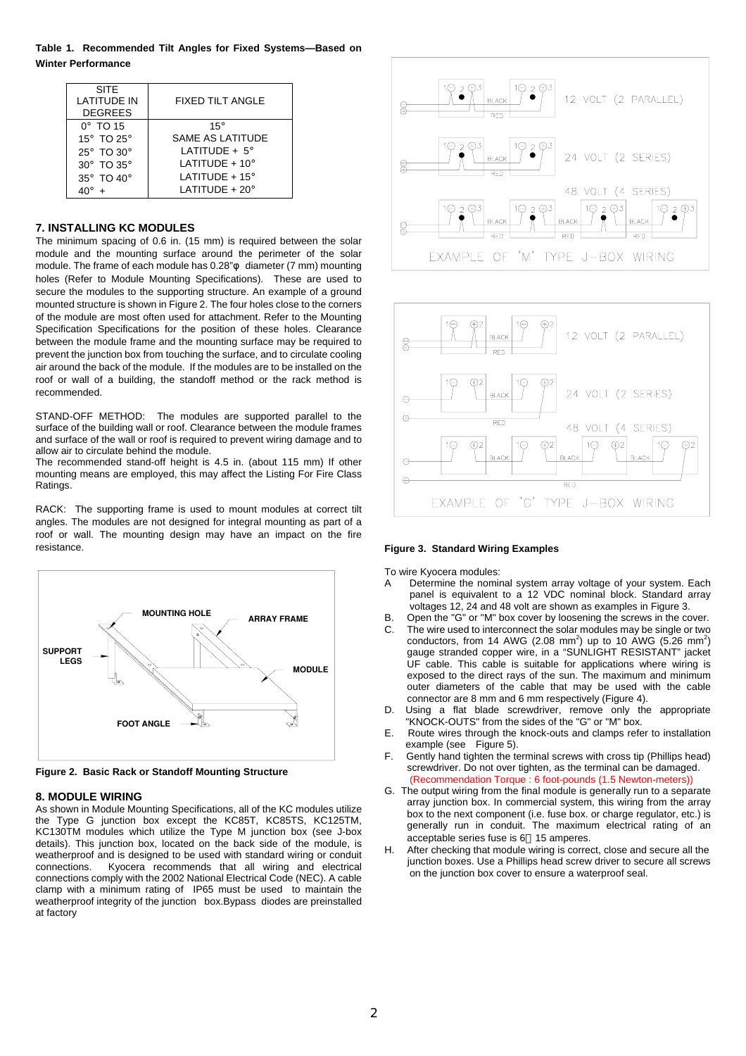**Table 1. Recommended Tilt Angles for Fixed Systems—Based on Winter Performance**

| SITE LATITUDE IN DEGREES | FIXED TILT ANGLE |
|---|---|
| 0° TO 15 | 15° |
| 15° TO 25° | SAME AS LATITUDE |
| 25° TO 30° | LATITUDE + 5° |
| 30° TO 35° | LATITUDE + 10° |
| 35° TO 40° | LATITUDE + 15° |
| 40° + | LATITUDE + 20° |

## 7. INSTALLING KC MODULES

The minimum spacing of 0.6 in. (15 mm) is required between the solar module and the mounting surface around the perimeter of the solar module. The frame of each module has 0.28"φ diameter (7 mm) mounting holes (Refer to Module Mounting Specifications). These are used to secure the modules to the supporting structure. An example of a ground mounted structure is shown in Figure 2. The four holes close to the corners of the module are most often used for attachment. Refer to the Mounting Specification Specifications for the position of these holes. Clearance between the module frame and the mounting surface may be required to prevent the junction box from touching the surface, and to circulate cooling air around the back of the module. If the modules are to be installed on the roof or wall of a building, the standoff method or the rack method is recommended.

STAND-OFF METHOD: The modules are supported parallel to the surface of the building wall or roof. Clearance between the module frames and surface of the wall or roof is required to prevent wiring damage and to allow air to circulate behind the module.
The recommended stand-off height is 4.5 in. (about 115 mm) If other mounting means are employed, this may affect the Listing For Fire Class Ratings.

RACK: The supporting frame is used to mount modules at correct tilt angles. The modules are not designed for integral mounting as part of a roof or wall. The mounting design may have an impact on the fire resistance.

**Figure 2. Basic Rack or Standoff Mounting Structure**

## 8. MODULE WIRING

As shown in Module Mounting Specifications, all of the KC modules utilize the Type G junction box except the KC85T, KC85TS, KC125TM, KC130TM modules which utilize the Type M junction box (see J-box details). This junction box, located on the back side of the module, is weatherproof and is designed to be used with standard wiring or conduit connections. Kyocera recommends that all wiring and electrical connections comply with the 2002 National Electrical Code (NEC). A cable clamp with a minimum rating of IP65 must be used to maintain the weatherproof integrity of the junction box.Bypass diodes are preinstalled at factory

**Figure 3. Standard Wiring Examples**

To wire Kyocera modules:

A. Determine the nominal system array voltage of your system. Each panel is equivalent to a 12 VDC nominal block. Standard array voltages 12, 24 and 48 volt are shown as examples in Figure 3.
B. Open the "G" or "M" box cover by loosening the screws in the cover.
C. The wire used to interconnect the solar modules may be single or two conductors, from 14 AWG (2.08 $mm^2$) up to 10 AWG (5.26 $mm^2$) gauge stranded copper wire, in a "SUNLIGHT RESISTANT" jacket UF cable. This cable is suitable for applications where wiring is exposed to the direct rays of the sun. The maximum and minimum outer diameters of the cable that may be used with the cable connector are 8 mm and 6 mm respectively (Figure 4).
D. Using a flat blade screwdriver, remove only the appropriate "KNOCK-OUTS" from the sides of the "G" or "M" box.
E. Route wires through the knock-outs and clamps refer to installation example (see Figure 5).
F. Gently hand tighten the terminal screws with cross tip (Phillips head) screwdriver. Do not over tighten, as the terminal can be damaged. (Recommendation Torque : 6 foot-pounds (1.5 Newton-meters))
G. The output wiring from the final module is generally run to a separate array junction box. In commercial system, this wiring from the array box to the next component (i.e. fuse box. or charge regulator, etc.) is generally run in conduit. The maximum electrical rating of an acceptable series fuse is 6～15 amperes.
H. After checking that module wiring is correct, close and secure all the junction boxes. Use a Phillips head screw driver to secure all screws on the junction box cover to ensure a waterproof seal.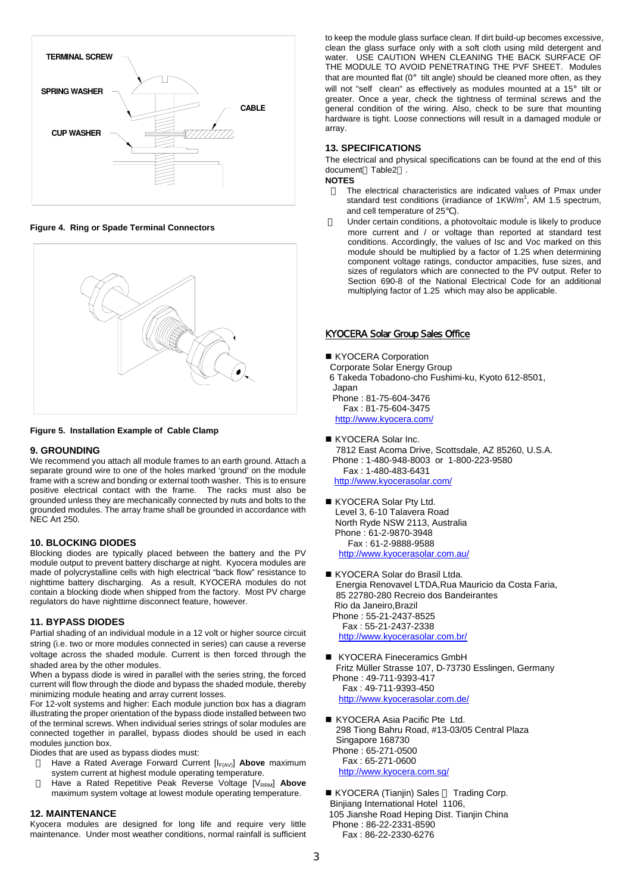TERMINAL SCREW

SPRING WASHER

CABLE

CUP WASHER

**Figure 4. Ring or Spade Terminal Connectors**

**Figure 5. Installation Example of Cable Clamp**

## 9. GROUNDING

We recommend you attach all module frames to an earth ground. Attach a separate ground wire to one of the holes marked 'ground' on the module frame with a screw and bonding or external tooth washer. This is to ensure positive electrical contact with the frame. The racks must also be grounded unless they are mechanically connected by nuts and bolts to the grounded modules. The array frame shall be grounded in accordance with NEC Art 250.

## 10. BLOCKING DIODES

Blocking diodes are typically placed between the battery and the PV module output to prevent battery discharge at night. Kyocera modules are made of polycrystalline cells with high electrical "back flow" resistance to nighttime battery discharging. As a result, KYOCERA modules do not contain a blocking diode when shipped from the factory. Most PV charge regulators do have nighttime disconnect feature, however.

## 11. BYPASS DIODES

Partial shading of an individual module in a 12 volt or higher source circuit string (i.e. two or more modules connected in series) can cause a reverse voltage across the shaded module. Current is then forced through the shaded area by the other modules.

When a bypass diode is wired in parallel with the series string, the forced current will flow through the diode and bypass the shaded module, thereby minimizing module heating and array current losses.

For 12-volt systems and higher: Each module junction box has a diagram illustrating the proper orientation of the bypass diode installed between two of the terminal screws. When individual series strings of solar modules are connected together in parallel, bypass diodes should be used in each modules junction box.

Diodes that are used as bypass diodes must:

- Have a Rated Average Forward Current [$I_{F(AV)}$] **Above** maximum system current at highest module operating temperature.
- Have a Rated Repetitive Peak Reverse Voltage [$V_{RRM}$] **Above** maximum system voltage at lowest module operating temperature.

## 12. MAINTENANCE

Kyocera modules are designed for long life and require very little maintenance. Under most weather conditions, normal rainfall is sufficient to keep the module glass surface clean. If dirt build-up becomes excessive, clean the glass surface only with a soft cloth using mild detergent and water. USE CAUTION WHEN CLEANING THE BACK SURFACE OF THE MODULE TO AVOID PENETRATING THE PVF SHEET. Modules that are mounted flat (0° tilt angle) should be cleaned more often, as they will not "self clean" as effectively as modules mounted at a 15° tilt or greater. Once a year, check the tightness of terminal screws and the general condition of the wiring. Also, check to be sure that mounting hardware is tight. Loose connections will result in a damaged module or array.

## 13. SPECIFICATIONS

The electrical and physical specifications can be found at the end of this document（Table2）.

**NOTES**

- The electrical characteristics are indicated values of Pmax under standard test conditions (irradiance of 1KW/m$^2$, AM 1.5 spectrum, and cell temperature of 25℃).
- Under certain conditions, a photovoltaic module is likely to produce more current and / or voltage than reported at standard test conditions. Accordingly, the values of Isc and Voc marked on this module should be multiplied by a factor of 1.25 when determining component voltage ratings, conductor ampacities, fuse sizes, and sizes of regulators which are connected to the PV output. Refer to Section 690-8 of the National Electrical Code for an additional multiplying factor of 1.25 which may also be applicable.

## KYOCERA Solar Group Sales Office

- **KYOCERA Corporation**
  Corporate Solar Energy Group
  6 Takeda Tobadono-cho Fushimi-ku, Kyoto 612-8501, Japan
  Phone : 81-75-604-3476
  Fax : 81-75-604-3475
  http://www.kyocera.com/

- **KYOCERA Solar Inc.**
  7812 East Acoma Drive, Scottsdale, AZ 85260, U.S.A.
  Phone : 1-480-948-8003 or 1-800-223-9580
  Fax : 1-480-483-6431
  http://www.kyocerasolar.com/

- **KYOCERA Solar Pty Ltd.**
  Level 3, 6-10 Talavera Road
  North Ryde NSW 2113, Australia
  Phone : 61-2-9870-3948
  Fax : 61-2-9888-9588
  http://www.kyocerasolar.com.au/

- **KYOCERA Solar do Brasil Ltda.**
  Energia Renovavel LTDA,Rua Mauricio da Costa Faria,
  85 22780-280 Recreio dos Bandeirantes
  Rio da Janeiro,Brazil
  Phone : 55-21-2437-8525
  Fax : 55-21-2437-2338
  http://www.kyocerasolar.com.br/

- **KYOCERA Fineceramics GmbH**
  Fritz Müller Strasse 107, D-73730 Esslingen, Germany
  Phone : 49-711-9393-417
  Fax : 49-711-9393-450
  http://www.kyocerasolar.com.de/

- **KYOCERA Asia Pacific Pte Ltd.**
  298 Tiong Bahru Road, #13-03/05 Central Plaza
  Singapore 168730
  Phone : 65-271-0500
  Fax : 65-271-0600
  http://www.kyocera.com.sg/

- **KYOCERA (Tianjin) Sales ＆ Trading Corp.**
  Binjiang International Hotel 1106,
  105 Jianshe Road Heping Dist. Tianjin China
  Phone : 86-22-2331-8590
  Fax : 86-22-2330-6276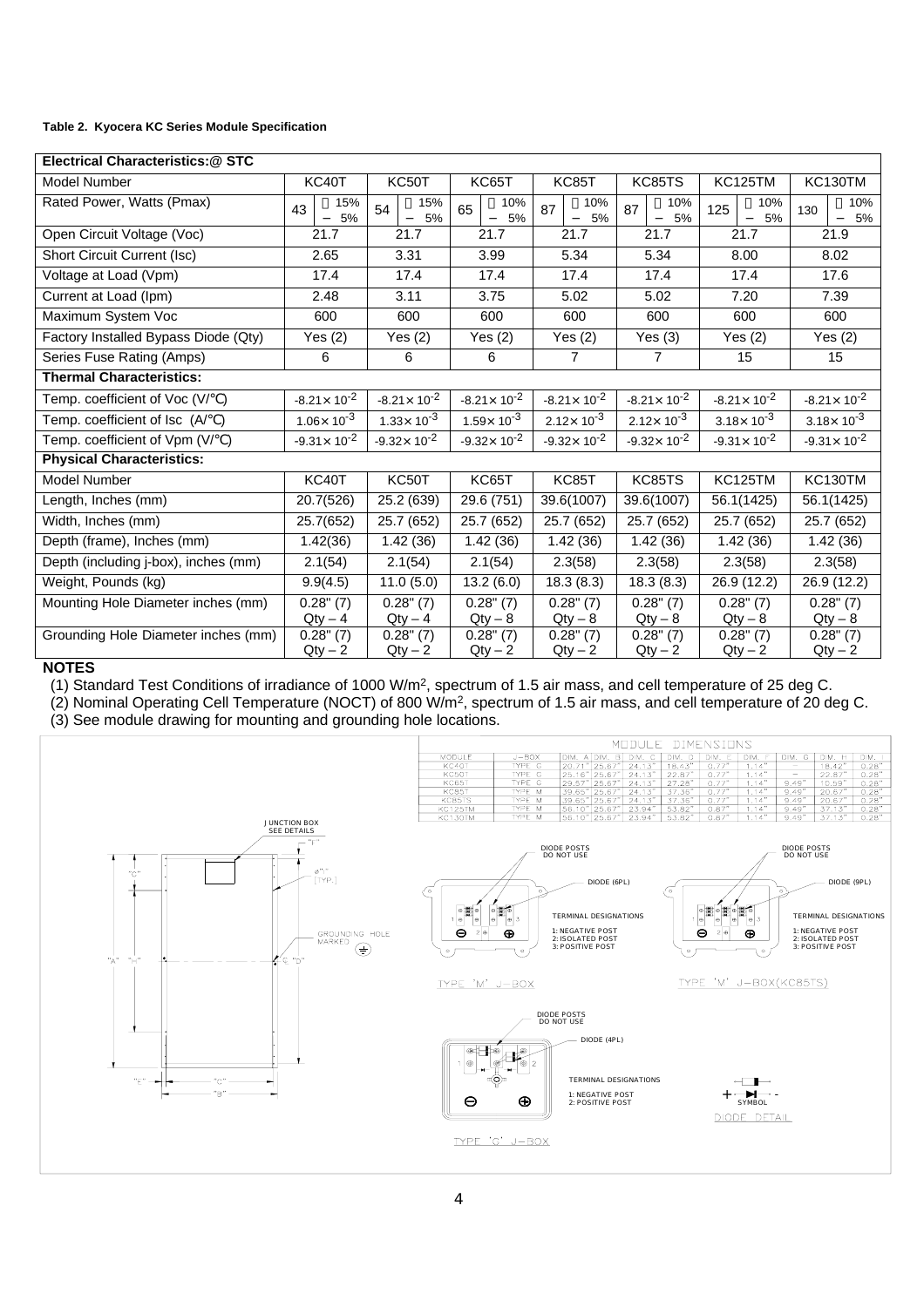**Table 2. Kyocera KC Series Module Specification**

| **Electrical Characteristics:@ STC** | | | | | | | |
|---|---|---|---|---|---|---|---|
| Model Number | KC40T | KC50T | KC65T | KC85T | KC85TS | KC125TM | KC130TM |
| Rated Power, Watts (Pmax) | 43 +15% −5% | 54 +15% −5% | 65 +10% −5% | 87 +10% −5% | 87 +10% −5% | 125 +10% −5% | 130 +10% −5% |
| Open Circuit Voltage (Voc) | 21.7 | 21.7 | 21.7 | 21.7 | 21.7 | 21.7 | 21.9 |
| Short Circuit Current (Isc) | 2.65 | 3.31 | 3.99 | 5.34 | 5.34 | 8.00 | 8.02 |
| Voltage at Load (Vpm) | 17.4 | 17.4 | 17.4 | 17.4 | 17.4 | 17.4 | 17.6 |
| Current at Load (Ipm) | 2.48 | 3.11 | 3.75 | 5.02 | 5.02 | 7.20 | 7.39 |
| Maximum System Voc | 600 | 600 | 600 | 600 | 600 | 600 | 600 |
| Factory Installed Bypass Diode (Qty) | Yes (2) | Yes (2) | Yes (2) | Yes (2) | Yes (3) | Yes (2) | Yes (2) |
| Series Fuse Rating (Amps) | 6 | 6 | 6 | 7 | 7 | 15 | 15 |
| **Thermal Characteristics:** | | | | | | | |
| Temp. coefficient of Voc (V/℃) | $-8.21\times 10^{-2}$ | $-8.21\times 10^{-2}$ | $-8.21\times 10^{-2}$ | $-8.21\times 10^{-2}$ | $-8.21\times 10^{-2}$ | $-8.21\times 10^{-2}$ | $-8.21\times 10^{-2}$ |
| Temp. coefficient of Isc (A/℃) | $1.06\times 10^{-3}$ | $1.33\times 10^{-3}$ | $1.59\times 10^{-3}$ | $2.12\times 10^{-3}$ | $2.12\times 10^{-3}$ | $3.18\times 10^{-3}$ | $3.18\times 10^{-3}$ |
| Temp. coefficient of Vpm (V/℃) | $-9.31\times 10^{-2}$ | $-9.32\times 10^{-2}$ | $-9.32\times 10^{-2}$ | $-9.32\times 10^{-2}$ | $-9.32\times 10^{-2}$ | $-9.31\times 10^{-2}$ | $-9.31\times 10^{-2}$ |
| **Physical Characteristics:** | | | | | | | |
| Model Number | KC40T | KC50T | KC65T | KC85T | KC85TS | KC125TM | KC130TM |
| Length, Inches (mm) | 20.7(526) | 25.2 (639) | 29.6 (751) | 39.6(1007) | 39.6(1007) | 56.1(1425) | 56.1(1425) |
| Width, Inches (mm) | 25.7(652) | 25.7 (652) | 25.7 (652) | 25.7 (652) | 25.7 (652) | 25.7 (652) | 25.7 (652) |
| Depth (frame), Inches (mm) | 1.42(36) | 1.42 (36) | 1.42 (36) | 1.42 (36) | 1.42 (36) | 1.42 (36) | 1.42 (36) |
| Depth (including j-box), inches (mm) | 2.1(54) | 2.1(54) | 2.1(54) | 2.3(58) | 2.3(58) | 2.3(58) | 2.3(58) |
| Weight, Pounds (kg) | 9.9(4.5) | 11.0 (5.0) | 13.2 (6.0) | 18.3 (8.3) | 18.3 (8.3) | 26.9 (12.2) | 26.9 (12.2) |
| Mounting Hole Diameter inches (mm) | 0.28" (7) Qty – 4 | 0.28" (7) Qty – 4 | 0.28" (7) Qty – 8 | 0.28" (7) Qty – 8 | 0.28" (7) Qty – 8 | 0.28" (7) Qty – 8 | 0.28" (7) Qty – 8 |
| Grounding Hole Diameter inches (mm) | 0.28" (7) Qty – 2 | 0.28" (7) Qty – 2 | 0.28" (7) Qty – 2 | 0.28" (7) Qty – 2 | 0.28" (7) Qty – 2 | 0.28" (7) Qty – 2 | 0.28" (7) Qty – 2 |

**NOTES**

(1) Standard Test Conditions of irradiance of 1000 W/m², spectrum of 1.5 air mass, and cell temperature of 25 deg C.

(2) Nominal Operating Cell Temperature (NOCT) of 800 W/m², spectrum of 1.5 air mass, and cell temperature of 20 deg C.

(3) See module drawing for mounting and grounding hole locations.

MODULE DIMENSIONS

| MODULE | J-BOX | DIM. A | DIM. B | DIM. C | DIM. D | DIM. E | DIM. F | DIM. G | DIM. H | DIM. I |
|---|---|---|---|---|---|---|---|---|---|---|
| KC40T | TYPE G | 20.71" | 25.67" | 24.13" | 18.43" | 0.77" | 1.14" | – | 18.42" | 0.28" |
| KC50T | TYPE G | 25.16" | 25.67" | 24.13" | 22.87" | 0.77" | 1.14" | – | 22.87" | 0.28" |
| KC65T | TYPE G | 29.57" | 25.67" | 24.13" | 27.28" | 0.77" | 1.14" | 9.49" | 10.59" | 0.28" |
| KC85T | TYPE M | 39.65" | 25.67" | 24.13" | 37.36" | 0.77" | 1.14" | 9.49" | 20.67" | 0.28" |
| KC85TS | TYPE M | 39.65" | 25.67" | 24.13" | 37.36" | 0.77" | 1.14" | 9.49" | 20.67" | 0.28" |
| KC125TM | TYPE M | 56.10" | 25.67" | 23.94" | 53.82" | 0.87" | 1.14" | 9.49" | 37.13" | 0.28" |
| KC130TM | TYPE M | 56.10" | 25.67" | 23.94" | 53.82" | 0.87" | 1.14" | 9.49" | 37.13" | 0.28" |

JUNCTION BOX SEE DETAILS

GROUNDING HOLE MARKED

DIODE POSTS DO NOT USE

DIODE (6PL)

TERMINAL DESIGNATIONS
1: NEGATIVE POST
2: ISOLATED POST
3: POSITIVE POST

TYPE 'M' J-BOX

DIODE POSTS DO NOT USE

DIODE (9PL)

TERMINAL DESIGNATIONS
1: NEGATIVE POST
2: ISOLATED POST
3: POSITIVE POST

TYPE 'M' J-BOX(KC85TS)

DIODE POSTS DO NOT USE

DIODE (4PL)

TERMINAL DESIGNATIONS
1: NEGATIVE POST
2: POSITIVE POST

TYPE 'G' J-BOX

SYMBOL

DIODE DETAIL